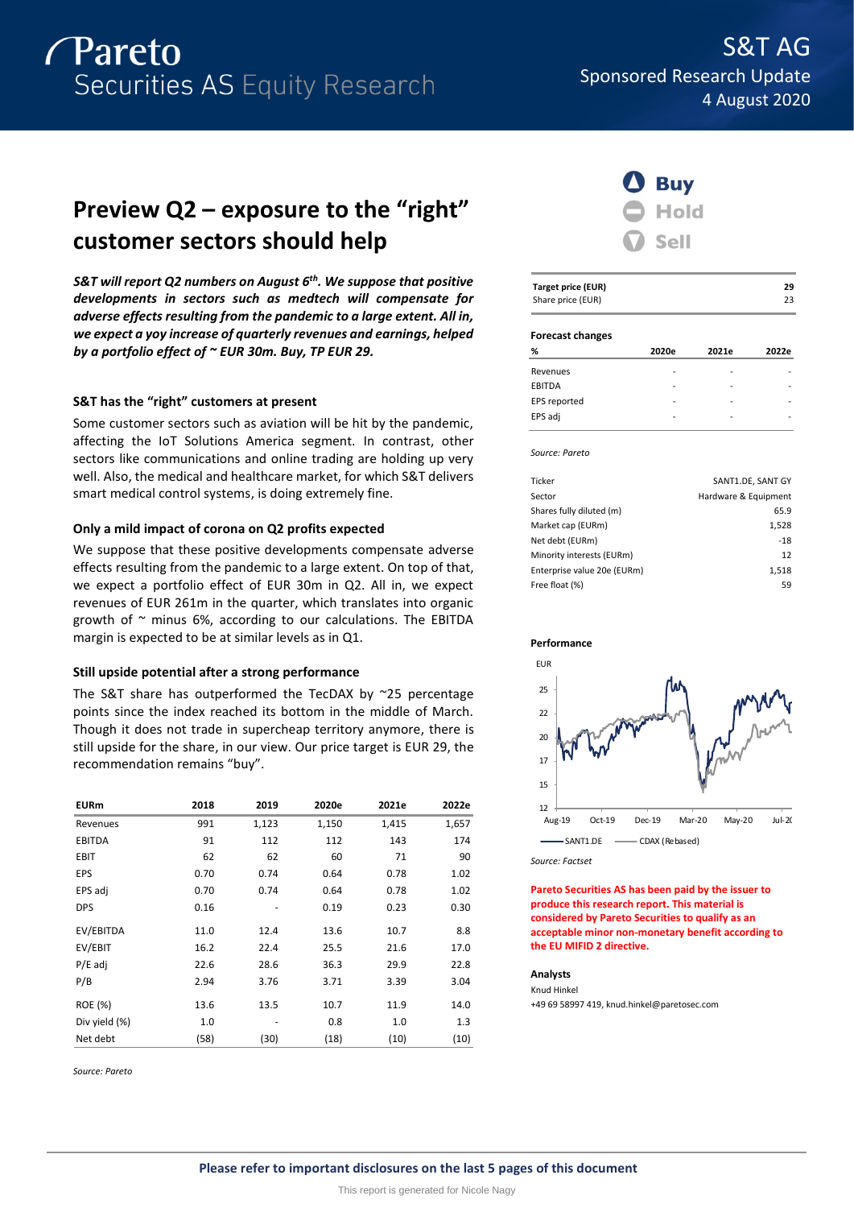# S&T AG

Sponsored Research Update

4 August 2020

## Preview Q2 – exposure to the "right" customer sectors should help

***S&T will report Q2 numbers on August 6th. We suppose that positive developments in sectors such as medtech will compensate for adverse effects resulting from the pandemic to a large extent. All in, we expect a yoy increase of quarterly revenues and earnings, helped by a portfolio effect of ~ EUR 30m. Buy, TP EUR 29.***

### S&T has the "right" customers at present

Some customer sectors such as aviation will be hit by the pandemic, affecting the IoT Solutions America segment. In contrast, other sectors like communications and online trading are holding up very well. Also, the medical and healthcare market, for which S&T delivers smart medical control systems, is doing extremely fine.

### Only a mild impact of corona on Q2 profits expected

We suppose that these positive developments compensate adverse effects resulting from the pandemic to a large extent. On top of that, we expect a portfolio effect of EUR 30m in Q2. All in, we expect revenues of EUR 261m in the quarter, which translates into organic growth of ~ minus 6%, according to our calculations. The EBITDA margin is expected to be at similar levels as in Q1.

### Still upside potential after a strong performance

The S&T share has outperformed the TecDAX by ~25 percentage points since the index reached its bottom in the middle of March. Though it does not trade in supercheap territory anymore, there is still upside for the share, in our view. Our price target is EUR 29, the recommendation remains "buy".

| EURm | 2018 | 2019 | 2020e | 2021e | 2022e |
|---|---|---|---|---|---|
| Revenues | 991 | 1,123 | 1,150 | 1,415 | 1,657 |
| EBITDA | 91 | 112 | 112 | 143 | 174 |
| EBIT | 62 | 62 | 60 | 71 | 90 |
| EPS | 0.70 | 0.74 | 0.64 | 0.78 | 1.02 |
| EPS adj | 0.70 | 0.74 | 0.64 | 0.78 | 1.02 |
| DPS | 0.16 | - | 0.19 | 0.23 | 0.30 |
| EV/EBITDA | 11.0 | 12.4 | 13.6 | 10.7 | 8.8 |
| EV/EBIT | 16.2 | 22.4 | 25.5 | 21.6 | 17.0 |
| P/E adj | 22.6 | 28.6 | 36.3 | 29.9 | 22.8 |
| P/B | 2.94 | 3.76 | 3.71 | 3.39 | 3.04 |
| ROE (%) | 13.6 | 13.5 | 10.7 | 11.9 | 14.0 |
| Div yield (%) | 1.0 | - | 0.8 | 1.0 | 1.3 |
| Net debt | (58) | (30) | (18) | (10) | (10) |

*Source: Pareto*

**Buy** / Hold / Sell

| Target price (EUR) | 29 |
|---|---|
| Share price (EUR) | 23 |

**Forecast changes**

| % | 2020e | 2021e | 2022e |
|---|---|---|---|
| Revenues | - | - | - |
| EBITDA | - | - | - |
| EPS reported | - | - | - |
| EPS adj | - | - | - |

*Source: Pareto*

| | |
|---|---|
| Ticker | SANT1.DE, SANT GY |
| Sector | Hardware & Equipment |
| Shares fully diluted (m) | 65.9 |
| Market cap (EURm) | 1,528 |
| Net debt (EURm) | -18 |
| Minority interests (EURm) | 12 |
| Enterprise value 20e (EURm) | 1,518 |
| Free float (%) | 59 |

**Performance**

*Source: Factset*

**Pareto Securities AS has been paid by the issuer to produce this research report. This material is considered by Pareto Securities to qualify as an acceptable minor non-monetary benefit according to the EU MIFID 2 directive.**

**Analysts**

Knud Hinkel

+49 69 58997 419, knud.hinkel@paretosec.com

**Please refer to important disclosures on the last 5 pages of this document**

This report is generated for Nicole Nagy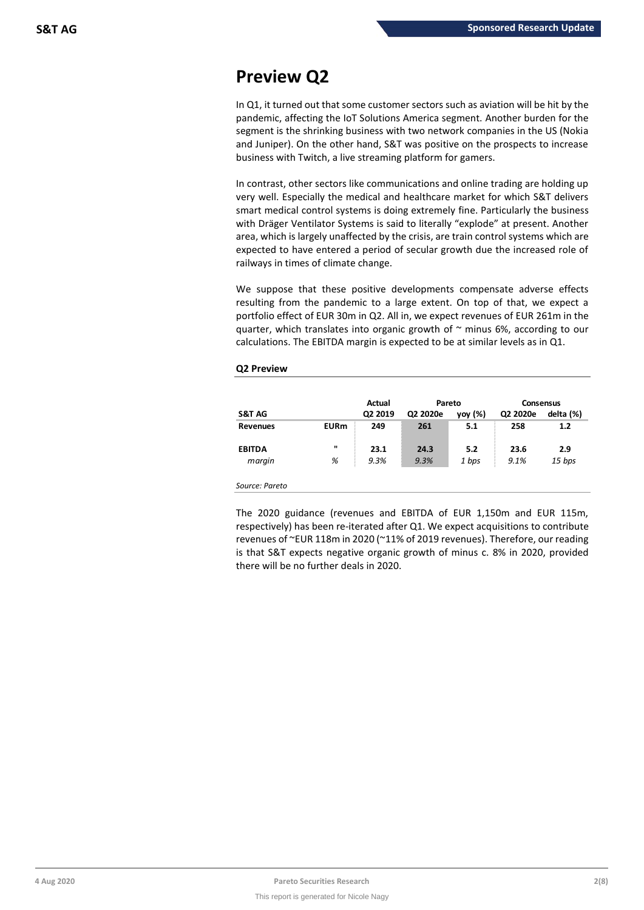# Preview Q2

In Q1, it turned out that some customer sectors such as aviation will be hit by the pandemic, affecting the IoT Solutions America segment. Another burden for the segment is the shrinking business with two network companies in the US (Nokia and Juniper). On the other hand, S&T was positive on the prospects to increase business with Twitch, a live streaming platform for gamers.

In contrast, other sectors like communications and online trading are holding up very well. Especially the medical and healthcare market for which S&T delivers smart medical control systems is doing extremely fine. Particularly the business with Dräger Ventilator Systems is said to literally "explode" at present. Another area, which is largely unaffected by the crisis, are train control systems which are expected to have entered a period of secular growth due the increased role of railways in times of climate change.

We suppose that these positive developments compensate adverse effects resulting from the pandemic to a large extent. On top of that, we expect a portfolio effect of EUR 30m in Q2. All in, we expect revenues of EUR 261m in the quarter, which translates into organic growth of ~ minus 6%, according to our calculations. The EBITDA margin is expected to be at similar levels as in Q1.

**Q2 Preview**

| | | Actual | Pareto | | Consensus | |
|---|---|---|---|---|---|---|
| **S&T AG** | | **Q2 2019** | **Q2 2020e** | **yoy (%)** | **Q2 2020e** | **delta (%)** |
| **Revenues** | **EURm** | **249** | **261** | **5.1** | **258** | **1.2** |
| **EBITDA** | " | **23.1** | **24.3** | **5.2** | **23.6** | **2.9** |
| *margin* | *%* | *9.3%* | *9.3%* | *1 bps* | *9.1%* | *15 bps* |

*Source: Pareto*

The 2020 guidance (revenues and EBITDA of EUR 1,150m and EUR 115m, respectively) has been re-iterated after Q1. We expect acquisitions to contribute revenues of ~EUR 118m in 2020 (~11% of 2019 revenues). Therefore, our reading is that S&T expects negative organic growth of minus c. 8% in 2020, provided there will be no further deals in 2020.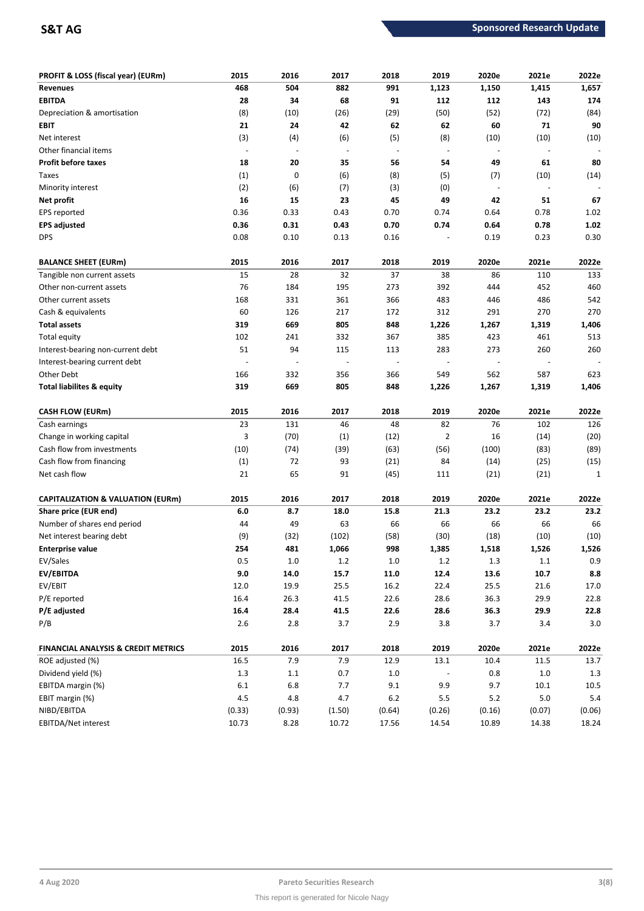| PROFIT & LOSS (fiscal year) (EURm) | 2015 | 2016 | 2017 | 2018 | 2019 | 2020e | 2021e | 2022e |
|---|---|---|---|---|---|---|---|---|
| **Revenues** | **468** | **504** | **882** | **991** | **1,123** | **1,150** | **1,415** | **1,657** |
| **EBITDA** | **28** | **34** | **68** | **91** | **112** | **112** | **143** | **174** |
| Depreciation & amortisation | (8) | (10) | (26) | (29) | (50) | (52) | (72) | (84) |
| **EBIT** | **21** | **24** | **42** | **62** | **62** | **60** | **71** | **90** |
| Net interest | (3) | (4) | (6) | (5) | (8) | (10) | (10) | (10) |
| Other financial items | - | - | - | - | - | - | - | - |
| **Profit before taxes** | **18** | **20** | **35** | **56** | **54** | **49** | **61** | **80** |
| Taxes | (1) | 0 | (6) | (8) | (5) | (7) | (10) | (14) |
| Minority interest | (2) | (6) | (7) | (3) | (0) | - | - | - |
| **Net profit** | **16** | **15** | **23** | **45** | **49** | **42** | **51** | **67** |
| EPS reported | 0.36 | 0.33 | 0.43 | 0.70 | 0.74 | 0.64 | 0.78 | 1.02 |
| **EPS adjusted** | **0.36** | **0.31** | **0.43** | **0.70** | **0.74** | **0.64** | **0.78** | **1.02** |
| DPS | 0.08 | 0.10 | 0.13 | 0.16 | - | 0.19 | 0.23 | 0.30 |

| BALANCE SHEET (EURm) | 2015 | 2016 | 2017 | 2018 | 2019 | 2020e | 2021e | 2022e |
|---|---|---|---|---|---|---|---|---|
| Tangible non current assets | 15 | 28 | 32 | 37 | 38 | 86 | 110 | 133 |
| Other non-current assets | 76 | 184 | 195 | 273 | 392 | 444 | 452 | 460 |
| Other current assets | 168 | 331 | 361 | 366 | 483 | 446 | 486 | 542 |
| Cash & equivalents | 60 | 126 | 217 | 172 | 312 | 291 | 270 | 270 |
| **Total assets** | **319** | **669** | **805** | **848** | **1,226** | **1,267** | **1,319** | **1,406** |
| Total equity | 102 | 241 | 332 | 367 | 385 | 423 | 461 | 513 |
| Interest-bearing non-current debt | 51 | 94 | 115 | 113 | 283 | 273 | 260 | 260 |
| Interest-bearing current debt | - | - | - | - | - | - | - | - |
| Other Debt | 166 | 332 | 356 | 366 | 549 | 562 | 587 | 623 |
| **Total liabilites & equity** | **319** | **669** | **805** | **848** | **1,226** | **1,267** | **1,319** | **1,406** |

| CASH FLOW (EURm) | 2015 | 2016 | 2017 | 2018 | 2019 | 2020e | 2021e | 2022e |
|---|---|---|---|---|---|---|---|---|
| Cash earnings | 23 | 131 | 46 | 48 | 82 | 76 | 102 | 126 |
| Change in working capital | 3 | (70) | (1) | (12) | 2 | 16 | (14) | (20) |
| Cash flow from investments | (10) | (74) | (39) | (63) | (56) | (100) | (83) | (89) |
| Cash flow from financing | (1) | 72 | 93 | (21) | 84 | (14) | (25) | (15) |
| Net cash flow | 21 | 65 | 91 | (45) | 111 | (21) | (21) | 1 |

| CAPITALIZATION & VALUATION (EURm) | 2015 | 2016 | 2017 | 2018 | 2019 | 2020e | 2021e | 2022e |
|---|---|---|---|---|---|---|---|---|
| **Share price (EUR end)** | **6.0** | **8.7** | **18.0** | **15.8** | **21.3** | **23.2** | **23.2** | **23.2** |
| Number of shares end period | 44 | 49 | 63 | 66 | 66 | 66 | 66 | 66 |
| Net interest bearing debt | (9) | (32) | (102) | (58) | (30) | (18) | (10) | (10) |
| **Enterprise value** | **254** | **481** | **1,066** | **998** | **1,385** | **1,518** | **1,526** | **1,526** |
| EV/Sales | 0.5 | 1.0 | 1.2 | 1.0 | 1.2 | 1.3 | 1.1 | 0.9 |
| **EV/EBITDA** | **9.0** | **14.0** | **15.7** | **11.0** | **12.4** | **13.6** | **10.7** | **8.8** |
| EV/EBIT | 12.0 | 19.9 | 25.5 | 16.2 | 22.4 | 25.5 | 21.6 | 17.0 |
| P/E reported | 16.4 | 26.3 | 41.5 | 22.6 | 28.6 | 36.3 | 29.9 | 22.8 |
| **P/E adjusted** | **16.4** | **28.4** | **41.5** | **22.6** | **28.6** | **36.3** | **29.9** | **22.8** |
| P/B | 2.6 | 2.8 | 3.7 | 2.9 | 3.8 | 3.7 | 3.4 | 3.0 |

| FINANCIAL ANALYSIS & CREDIT METRICS | 2015 | 2016 | 2017 | 2018 | 2019 | 2020e | 2021e | 2022e |
|---|---|---|---|---|---|---|---|---|
| ROE adjusted (%) | 16.5 | 7.9 | 7.9 | 12.9 | 13.1 | 10.4 | 11.5 | 13.7 |
| Dividend yield (%) | 1.3 | 1.1 | 0.7 | 1.0 | - | 0.8 | 1.0 | 1.3 |
| EBITDA margin (%) | 6.1 | 6.8 | 7.7 | 9.1 | 9.9 | 9.7 | 10.1 | 10.5 |
| EBIT margin (%) | 4.5 | 4.8 | 4.7 | 6.2 | 5.5 | 5.2 | 5.0 | 5.4 |
| NIBD/EBITDA | (0.33) | (0.93) | (1.50) | (0.64) | (0.26) | (0.16) | (0.07) | (0.06) |
| EBITDA/Net interest | 10.73 | 8.28 | 10.72 | 17.56 | 14.54 | 10.89 | 14.38 | 18.24 |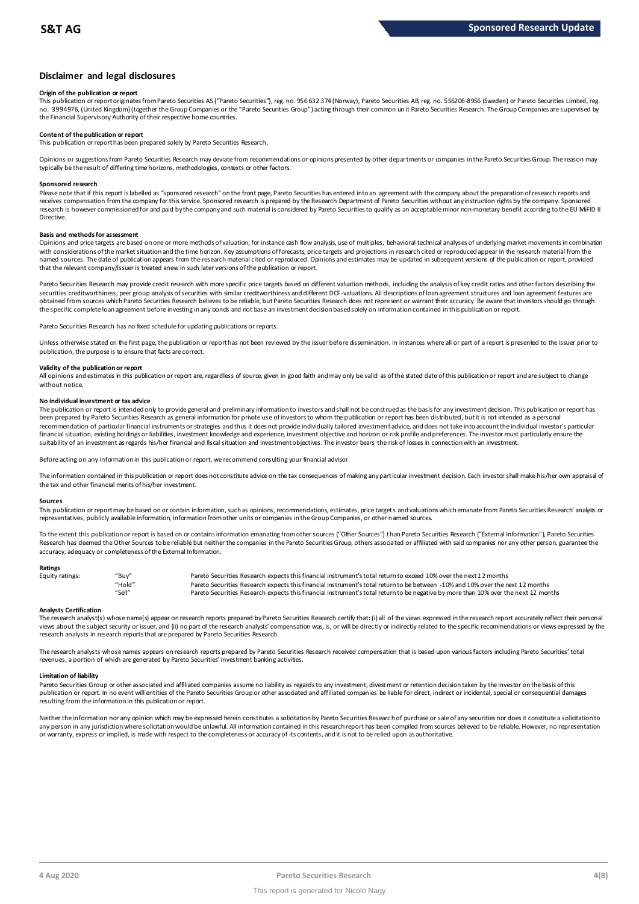## Disclaimer and legal disclosures

**Origin of the publication or report**

This publication or report originates from Pareto Securities AS ("Pareto Securities"), reg. no. 956 632 374 (Norway), Pareto Securities AB, reg. no. 556206-8956 (Sweden) or Pareto Securities Limited, reg. no. 3994976, (United Kingdom) (together the Group Companies or the "Pareto Securities Group") acting through their common unit Pareto Securities Research. The Group Companies are supervised by the Financial Supervisory Authority of their respective home countries.

**Content of the publication or report**

This publication or report has been prepared solely by Pareto Securities Research.

Opinions or suggestions from Pareto Securities Research may deviate from recommendations or opinions presented by other departments or companies in the Pareto Securities Group. The reason may typically be the result of differing time horizons, methodologies, contexts or other factors.

**Sponsored research**

Please note that if this report is labelled as "sponsored research" on the front page, Pareto Securities has entered into an agreement with the company about the preparation of research reports and receives compensation from the company for this service. Sponsored research is prepared by the Research Department of Pareto Securities without any instruction rights by the company. Sponsored research is however commissioned for and paid by the company and such material is considered by Pareto Securities to qualify as an acceptable minor non-monetary benefit according to the EU MiFID II Directive.

**Basis and methods for assessment**

Opinions and price targets are based on one or more methods of valuation, for instance cash flow analysis, use of multiples, behavioral technical analyses of underlying market movements in combination with considerations of the market situation and the time horizon. Key assumptions of forecasts, price targets and projections in research cited or reproduced appear in the research material from the named sources. The date of publication appears from the research material cited or reproduced. Opinions and estimates may be updated in subsequent versions of the publication or report, provided that the relevant company/issuer is treated anew in such later versions of the publication or report.

Pareto Securities Research may provide credit research with more specific price targets based on different valuation methods, including the analysis of key credit ratios and other factors describing the securities creditworthiness, peer group analysis of securities with similar creditworthiness and different DCF-valuations. All descriptions of loan agreement structures and loan agreement features are obtained from sources which Pareto Securities Research believes to be reliable, but Pareto Securities Research does not represent or warrant their accuracy. Be aware that investors should go through the specific complete loan agreement before investing in any bonds and not base an investment decision based solely on information contained in this publication or report.

Pareto Securities Research has no fixed schedule for updating publications or reports.

Unless otherwise stated on the first page, the publication or report has not been reviewed by the issuer before dissemination. In instances where all or part of a report is presented to the issuer prior to publication, the purpose is to ensure that facts are correct.

**Validity of the publication or report**

All opinions and estimates in this publication or report are, regardless of source, given in good faith and may only be valid as of the stated date of this publication or report and are subject to change without notice.

**No individual investment or tax advice**

The publication or report is intended only to provide general and preliminary information to investors and shall not be construed as the basis for any investment decision. This publication or report has been prepared by Pareto Securities Research as general information for private use of investors to whom the publication or report has been distributed, but it is not intended as a personal recommendation of particular financial instruments or strategies and thus it does not provide individually tailored investment advice, and does not take into account the individual investor's particular financial situation, existing holdings or liabilities, investment knowledge and experience, investment objective and horizon or risk profile and preferences. The investor must particularly ensure the suitability of an investment as regards his/her financial and fiscal situation and investment objectives. The investor bears the risk of losses in connection with an investment.

Before acting on any information in this publication or report, we recommend consulting your financial advisor.

The information contained in this publication or report does not constitute advice on the tax consequences of making any particular investment decision. Each investor shall make his/her own appraisal of the tax and other financial merits of his/her investment.

**Sources**

This publication or report may be based on or contain information, such as opinions, recommendations, estimates, price targets and valuations which emanate from Pareto Securities Research' analysts or representatives, publicly available information, information from other units or companies in the Group Companies, or other named sources.

To the extent this publication or report is based on or contains information emanating from other sources ("Other Sources") than Pareto Securities Research ("External Information"), Pareto Securities Research has deemed the Other Sources to be reliable but neither the companies in the Pareto Securities Group, others associated or affiliated with said companies nor any other person, guarantee the accuracy, adequacy or completeness of the External Information.

**Ratings**

| Equity ratings: | "Buy" | Pareto Securities Research expects this financial instrument's total return to exceed 10% over the next 12 months |
|---|---|---|
| | "Hold" | Pareto Securities Research expects this financial instrument's total return to be between -10% and 10% over the next 12 months |
| | "Sell" | Pareto Securities Research expects this financial instrument's total return to be negative by more than 10% over the next 12 months |

**Analysts Certification**

The research analyst(s) whose name(s) appear on research reports prepared by Pareto Securities Research certify that: (i) all of the views expressed in the research report accurately reflect their personal views about the subject security or issuer, and (ii) no part of the research analysts' compensation was, is, or will be directly or indirectly related to the specific recommendations or views expressed by the research analysts in research reports that are prepared by Pareto Securities Research.

The research analysts whose names appears on research reports prepared by Pareto Securities Research received compensation that is based upon various factors including Pareto Securities' total revenues, a portion of which are generated by Pareto Securities' investment banking activities.

**Limitation of liability**

Pareto Securities Group or other associated and affiliated companies assume no liability as regards to any investment, divestment or retention decision taken by the investor on the basis of this publication or report. In no event will entities of the Pareto Securities Group or other associated and affiliated companies be liable for direct, indirect or incidental, special or consequential damages resulting from the information in this publication or report.

Neither the information nor any opinion which may be expressed herein constitutes a solicitation by Pareto Securities Research of purchase or sale of any securities nor does it constitute a solicitation to any person in any jurisdiction where solicitation would be unlawful. All information contained in this research report has been compiled from sources believed to be reliable. However, no representation or warranty, express or implied, is made with respect to the completeness or accuracy of its contents, and it is not to be relied upon as authoritative.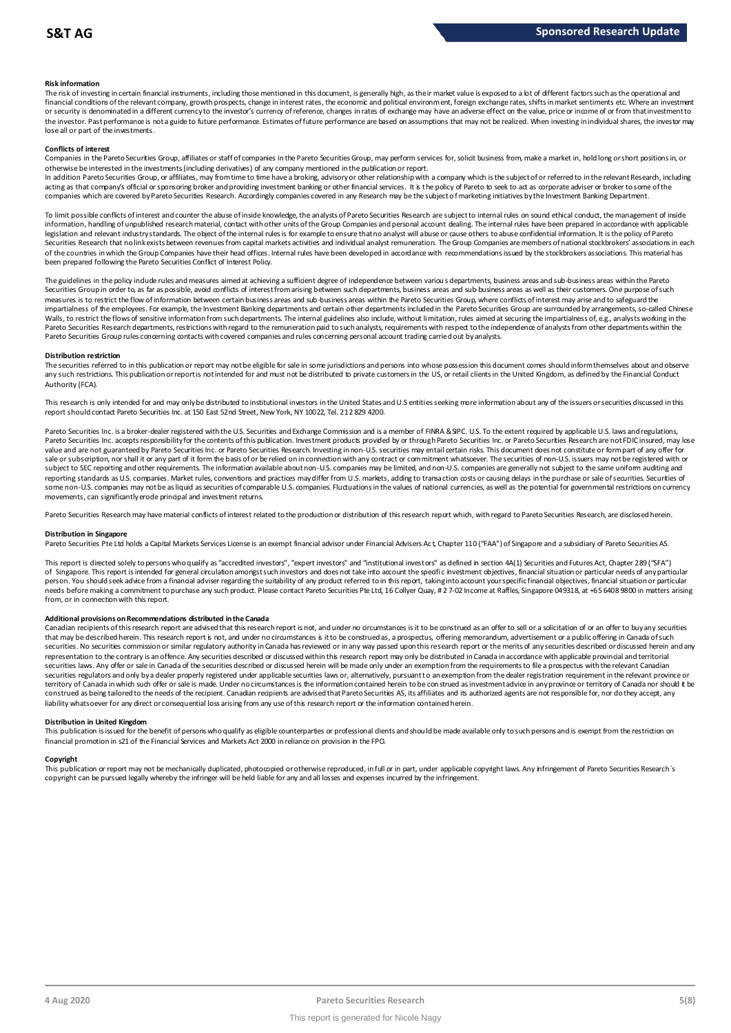#### Risk information

The risk of investing in certain financial instruments, including those mentioned in this document, is generally high, as their market value is exposed to a lot of different factors such as the operational and financial conditions of the relevant company, growth prospects, change in interest rates, the economic and political environment, foreign exchange rates, shifts in market sentiments etc. Where an investment or security is denominated in a different currency to the investor's currency of reference, changes in rates of exchange may have an adverse effect on the value, price or income of or from that investment to the investor. Past performance is not a guide to future performance. Estimates of future performance are based on assumptions that may not be realized. When investing in individual shares, the investor may lose all or part of the investments.

#### Conflicts of interest

Companies in the Pareto Securities Group, affiliates or staff of companies in the Pareto Securities Group, may perform services for, solicit business from, make a market in, hold long or short positions in, or otherwise be interested in the investments (including derivatives) of any company mentioned in the publication or report.

In addition Pareto Securities Group, or affiliates, may from time to time have a broking, advisory or other relationship with a company which is the subject of or referred to in the relevant Research, including acting as that company's official or sponsoring broker and providing investment banking or other financial services. It is the policy of Pareto to seek to act as corporate adviser or broker to some of the companies which are covered by Pareto Securities Research. Accordingly companies covered in any Research may be the subject of marketing initiatives by the Investment Banking Department.

To limit possible conflicts of interest and counter the abuse of inside knowledge, the analysts of Pareto Securities Research are subject to internal rules on sound ethical conduct, the management of inside information, handling of unpublished research material, contact with other units of the Group Companies and personal account dealing. The internal rules have been prepared in accordance with applicable legislation and relevant industry standards. The object of the internal rules is for example to ensure that no analyst will abuse or cause others to abuse confidential information. It is the policy of Pareto Securities Research that no link exists between revenues from capital markets activities and individual analyst remuneration. The Group Companies are members of national stockbrokers' associations in each of the countries in which the Group Companies have their head offices. Internal rules have been developed in accordance with recommendations issued by the stockbrokers associations. This material has been prepared following the Pareto Securities Conflict of Interest Policy.

The guidelines in the policy include rules and measures aimed at achieving a sufficient degree of independence between various departments, business areas and sub-business areas within the Pareto Securities Group in order to, as far as possible, avoid conflicts of interest from arising between such departments, business areas and sub-business areas as well as their customers. One purpose of such measures is to restrict the flow of information between certain business areas and sub-business areas within the Pareto Securities Group, where conflicts of interest may arise and to safeguard the impartialness of the employees. For example, the Investment Banking departments and certain other departments included in the Pareto Securities Group are surrounded by arrangements, so-called Chinese Walls, to restrict the flows of sensitive information from such departments. The internal guidelines also include, without limitation, rules aimed at securing the impartialness of, e.g., analysts working in the Pareto Securities Research departments, restrictions with regard to the remuneration paid to such analysts, requirements with respect to the independence of analysts from other departments within the Pareto Securities Group rules concerning contacts with covered companies and rules concerning personal account trading carried out by analysts.

#### Distribution restriction

The securities referred to in this publication or report may not be eligible for sale in some jurisdictions and persons into whose possession this document comes should inform themselves about and observe any such restrictions. This publication or report is not intended for and must not be distributed to private customers in the US, or retail clients in the United Kingdom, as defined by the Financial Conduct Authority (FCA).

This research is only intended for and may only be distributed to institutional investors in the United States and U.S entities seeking more information about any of the issuers or securities discussed in this report should contact Pareto Securities Inc. at 150 East 52nd Street, New York, NY 10022, Tel. 212 829 4200.

Pareto Securities Inc. is a broker-dealer registered with the U.S. Securities and Exchange Commission and is a member of FINRA & SIPC. U.S. To the extent required by applicable U.S. laws and regulations, Pareto Securities Inc. accepts responsibility for the contents of this publication. Investment products provided by or through Pareto Securities Inc. or Pareto Securities Research are not FDIC insured, may lose value and are not guaranteed by Pareto Securities Inc. or Pareto Securities Research. Investing in non-U.S. securities may entail certain risks. This document does not constitute or form part of any offer for sale or subscription, nor shall it or any part of it form the basis of or be relied on in connection with any contract or commitment whatsoever. The securities of non-U.S. issuers may not be registered with or subject to SEC reporting and other requirements. The information available about non-U.S. companies may be limited, and non-U.S. companies are generally not subject to the same uniform auditing and reporting standards as U.S. companies. Market rules, conventions and practices may differ from U.S. markets, adding to transaction costs or causing delays in the purchase or sale of securities. Securities of some non-U.S. companies may not be as liquid as securities of comparable U.S. companies. Fluctuations in the values of national currencies, as well as the potential for governmental restrictions on currency movements, can significantly erode principal and investment returns.

Pareto Securities Research may have material conflicts of interest related to the production or distribution of this research report which, with regard to Pareto Securities Research, are disclosed herein.

#### Distribution in Singapore

Pareto Securities Pte Ltd holds a Capital Markets Services License is an exempt financial advisor under Financial Advisers Act, Chapter 110 ("FAA") of Singapore and a subsidiary of Pareto Securities AS.

This report is directed solely to persons who qualify as "accredited investors", "expert investors" and "institutional investors" as defined in section 4A(1) Securities and Futures Act, Chapter 289 ("SFA") of Singapore. This report is intended for general circulation amongst such investors and does not take into account the specific investment objectives, financial situation or particular needs of any particular person. You should seek advice from a financial adviser regarding the suitability of any product referred to in this report, taking into account your specific financial objectives, financial situation or particular needs before making a commitment to purchase any such product. Please contact Pareto Securities Pte Ltd, 16 Collyer Quay, # 27-02 Income at Raffles, Singapore 049318, at +65 6408 9800 in matters arising from, or in connection with this report.

#### Additional provisions on Recommendations distributed in the Canada

Canadian recipients of this research report are advised that this research report is not, and under no circumstances is it to be construed as an offer to sell or a solicitation of or an offer to buy any securities that may be described herein. This research report is not, and under no circumstances is it to be construed as, a prospectus, offering memorandum, advertisement or a public offering in Canada of such securities. No securities commission or similar regulatory authority in Canada has reviewed or in any way passed upon this research report or the merits of any securities described or discussed herein and any representation to the contrary is an offence. Any securities described or discussed within this research report may only be distributed in Canada in accordance with applicable provincial and territorial securities laws. Any offer or sale in Canada of the securities described or discussed herein will be made only under an exemption from the requirements to file a prospectus with the relevant Canadian securities regulators and only by a dealer properly registered under applicable securities laws or, alternatively, pursuant to an exemption from the dealer registration requirement in the relevant province or territory of Canada in which such offer or sale is made. Under no circumstances is the information contained herein to be construed as investment advice in any province or territory of Canada nor should it be construed as being tailored to the needs of the recipient. Canadian recipients are advised that Pareto Securities AS, its affiliates and its authorized agents are not responsible for, nor do they accept, any liability whatsoever for any direct or consequential loss arising from any use of this research report or the information contained herein.

#### Distribution in United Kingdom

This publication is issued for the benefit of persons who qualify as eligible counterparties or professional clients and should be made available only to such persons and is exempt from the restriction on financial promotion in s21 of the Financial Services and Markets Act 2000 in reliance on provision in the FPO.

#### Copyright

This publication or report may not be mechanically duplicated, photocopied or otherwise reproduced, in full or in part, under applicable copyright laws. Any infringement of Pareto Securities Research´s copyright can be pursued legally whereby the infringer will be held liable for any and all losses and expenses incurred by the infringement.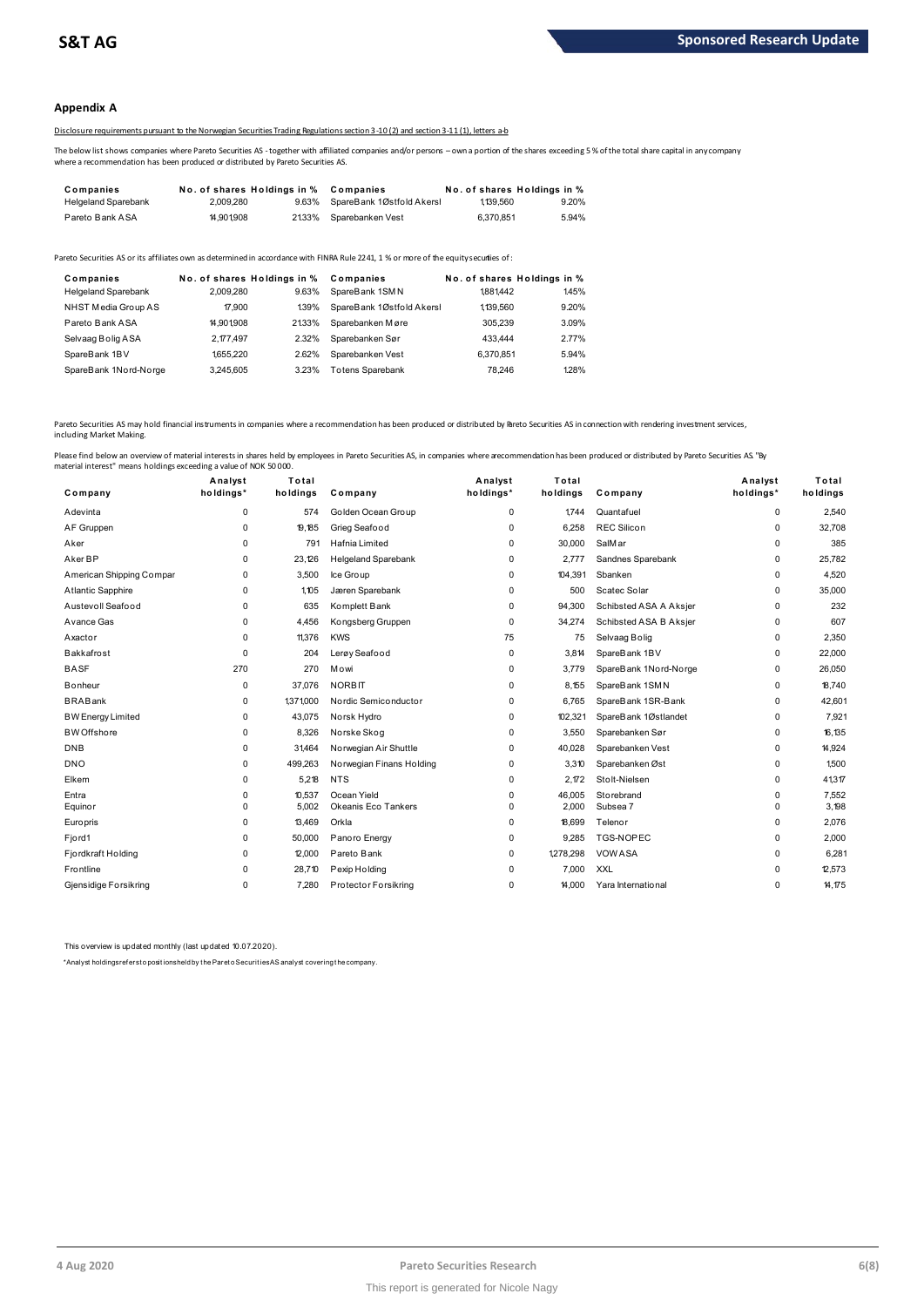## Appendix A

Disclosure requirements pursuant to the Norwegian Securities Trading Regulations section 3-10 (2) and section 3-11 (1), letters a-b

The below list shows companies where Pareto Securities AS - together with affiliated companies and/or persons – own a portion of the shares exceeding 5 % of the total share capital in any company where a recommendation has been produced or distributed by Pareto Securities AS.

| Companies | No. of shares | Holdings in % | Companies | No. of shares | Holdings in % |
|---|---|---|---|---|---|
| Helgeland Sparebank | 2,009,280 | 9.63% | SpareBank 1 Østfold Akersh | 1,139,560 | 9.20% |
| Pareto Bank ASA | 14,901,908 | 21.33% | Sparebanken Vest | 6,370,851 | 5.94% |

Pareto Securities AS or its affiliates own as determined in accordance with FINRA Rule 2241, 1 % or more of the equity securities of :

| Companies | No. of shares | Holdings in % | Companies | No. of shares | Holdings in % |
|---|---|---|---|---|---|
| Helgeland Sparebank | 2,009,280 | 9.63% | SpareBank 1 SMN | 1,881,442 | 1.45% |
| NHST Media Group AS | 17,900 | 1.39% | SpareBank 1 Østfold Akersh | 1,139,560 | 9.20% |
| Pareto Bank ASA | 14,901,908 | 21.33% | Sparebanken Møre | 305,239 | 3.09% |
| Selvaag Bolig ASA | 2,177,497 | 2.32% | Sparebanken Sør | 433,444 | 2.77% |
| SpareBank 1 BV | 1,655,220 | 2.62% | Sparebanken Vest | 6,370,851 | 5.94% |
| SpareBank 1 Nord-Norge | 3,245,605 | 3.23% | Totens Sparebank | 78,246 | 1.28% |

Pareto Securities AS may hold financial instruments in companies where a recommendation has been produced or distributed by Pareto Securities AS in connection with rendering investment services, including Market Making.

Please find below an overview of material interests in shares held by employees in Pareto Securities AS, in companies where a recommendation has been produced or distributed by Pareto Securities AS. "By material interest" means holdings exceeding a value of NOK 50 000.

| Company | Analyst holdings* | Total holdings | Company | Analyst holdings* | Total holdings | Company | Analyst holdings* | Total holdings |
|---|---|---|---|---|---|---|---|---|
| Adevinta | 0 | 574 | Golden Ocean Group | 0 | 1,744 | Quantafuel | 0 | 2,540 |
| AF Gruppen | 0 | 19,185 | Grieg Seafood | 0 | 6,258 | REC Silicon | 0 | 32,708 |
| Aker | 0 | 791 | Hafnia Limited | 0 | 30,000 | SalMar | 0 | 385 |
| Aker BP | 0 | 23,126 | Helgeland Sparebank | 0 | 2,777 | Sandnes Sparebank | 0 | 25,782 |
| American Shipping Compar | 0 | 3,500 | Ice Group | 0 | 104,391 | Sbanken | 0 | 4,520 |
| Atlantic Sapphire | 0 | 1,105 | Jæren Sparebank | 0 | 500 | Scatec Solar | 0 | 35,000 |
| Austevoll Seafood | 0 | 635 | Komplett Bank | 0 | 94,300 | Schibsted ASA A Aksjer | 0 | 232 |
| Avance Gas | 0 | 4,456 | Kongsberg Gruppen | 0 | 34,274 | Schibsted ASA B Aksjer | 0 | 607 |
| Axactor | 0 | 11,376 | KWS | 75 | 75 | Selvaag Bolig | 0 | 2,350 |
| Bakkafrost | 0 | 204 | Lerøy Seafood | 0 | 3,814 | SpareBank 1 BV | 0 | 22,000 |
| BASF | 270 | 270 | Mowi | 0 | 3,779 | SpareBank 1 Nord-Norge | 0 | 26,050 |
| Bonheur | 0 | 37,076 | NORBIT | 0 | 8,155 | SpareBank 1 SMN | 0 | 18,740 |
| BRABank | 0 | 1,371,000 | Nordic Semiconductor | 0 | 6,765 | SpareBank 1 SR-Bank | 0 | 42,601 |
| BW Energy Limited | 0 | 43,075 | Norsk Hydro | 0 | 102,321 | SpareBank 1 Østlandet | 0 | 7,921 |
| BW Offshore | 0 | 8,326 | Norske Skog | 0 | 3,550 | Sparebanken Sør | 0 | 16,135 |
| DNB | 0 | 31,464 | Norwegian Air Shuttle | 0 | 40,028 | Sparebanken Vest | 0 | 14,924 |
| DNO | 0 | 499,263 | Norwegian Finans Holding | 0 | 3,310 | Sparebanken Øst | 0 | 1,500 |
| Elkem | 0 | 5,218 | NTS | 0 | 2,172 | Stolt-Nielsen | 0 | 41,317 |
| Entra | 0 | 10,537 | Ocean Yield | 0 | 46,005 | Storebrand | 0 | 7,552 |
| Equinor | 0 | 5,002 | Okeanis Eco Tankers | 0 | 2,000 | Subsea 7 | 0 | 3,198 |
| Europris | 0 | 13,469 | Orkla | 0 | 18,699 | Telenor | 0 | 2,076 |
| Fjord1 | 0 | 50,000 | Panoro Energy | 0 | 9,285 | TGS-NOPEC | 0 | 2,000 |
| Fjordkraft Holding | 0 | 12,000 | Pareto Bank | 0 | 1,278,298 | VOW ASA | 0 | 6,281 |
| Frontline | 0 | 28,710 | Pexip Holding | 0 | 7,000 | XXL | 0 | 12,573 |
| Gjensidige Forsikring | 0 | 7,280 | Protector Forsikring | 0 | 14,000 | Yara International | 0 | 14,175 |

This overview is updated monthly (last updated 10.07.2020).

*Analyst holdings refers to positions held by the Pareto Securities AS analyst covering the company.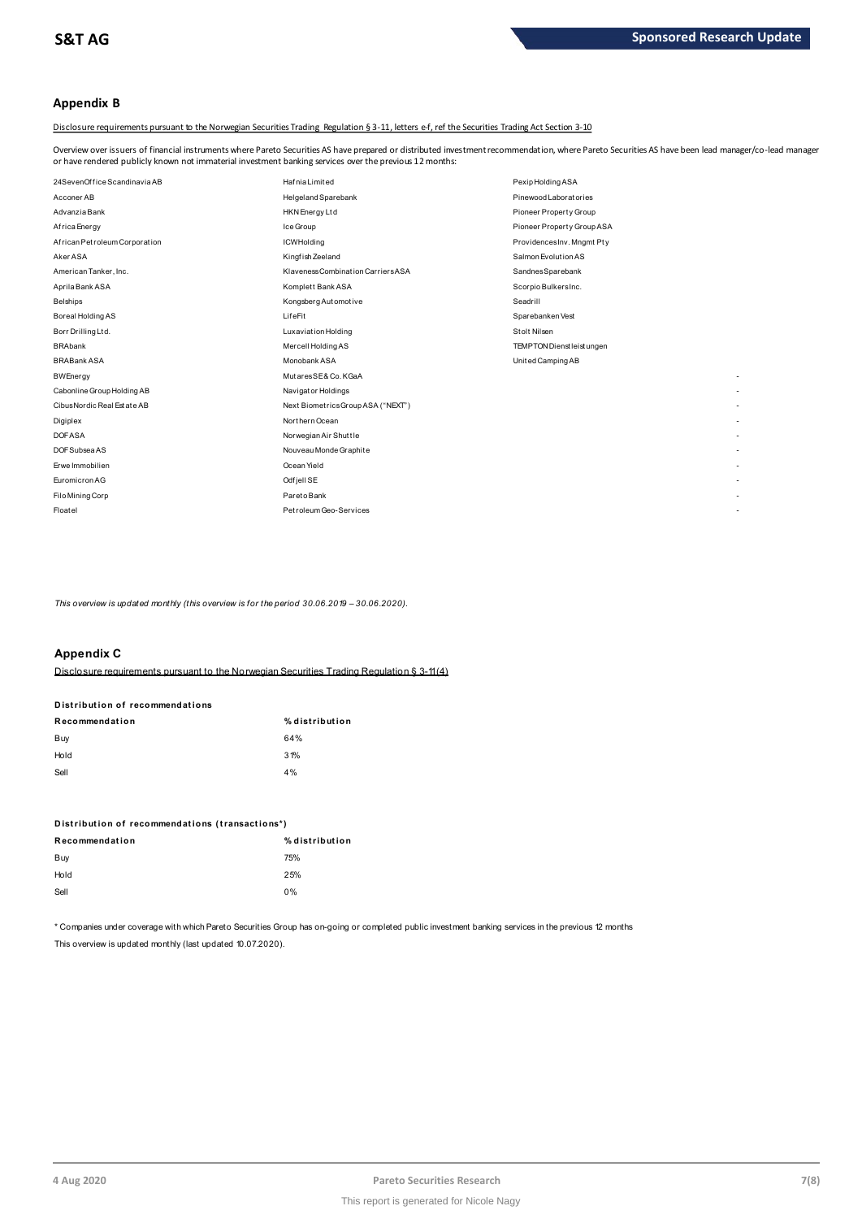## Appendix B

Disclosure requirements pursuant to the Norwegian Securities Trading Regulation § 3-11, letters e-f, ref the Securities Trading Act Section 3-10

Overview over issuers of financial instruments where Pareto Securities AS have prepared or distributed investment recommendation, where Pareto Securities AS have been lead manager/co-lead manager or have rendered publicly known not immaterial investment banking services over the previous 12 months:

| | | | |
|---|---|---|---|
| 24SevenOffice Scandinavia AB | Hafnia Limited | Pexip Holding ASA | |
| Acconer AB | Helgeland Sparebank | Pinewood Laboratories | |
| Advanzia Bank | HKN Energy Ltd | Pioneer Property Group | |
| Africa Energy | Ice Group | Pioneer Property Group ASA | |
| African Petroleum Corporation | ICW Holding | Providences Inv. Mngmt Pty | |
| Aker ASA | Kingfish Zeeland | Salmon Evolution AS | |
| American Tanker, Inc. | Klaveness Combination Carriers ASA | Sandnes Sparebank | |
| Aprila Bank ASA | Komplett Bank ASA | Scorpio Bulkers Inc. | |
| Belships | Kongsberg Automotive | Seadrill | |
| Boreal Holding AS | LifeFit | Sparebanken Vest | |
| Borr Drilling Ltd. | Luxaviation Holding | Stolt Nilsen | |
| BRAbank | Mercell Holding AS | TEMPTON Dienstleistungen | |
| BRABank ASA | Monobank ASA | United Camping AB | |
| BWEnergy | Mutares SE & Co. KGaA | | - |
| Cabonline Group Holding AB | Navigator Holdings | | - |
| Cibus Nordic Real Estate AB | Next Biometrics Group ASA ("NEXT") | | - |
| Digiplex | Northern Ocean | | - |
| DOF ASA | Norwegian Air Shuttle | | - |
| DOF Subsea AS | Nouveau Monde Graphite | | - |
| Erwe Immobilien | Ocean Yield | | - |
| Euromicron AG | Odfjell SE | | - |
| Filo Mining Corp | Pareto Bank | | - |
| Floatel | Petroleum Geo-Services | | - |

*This overview is updated monthly (this overview is for the period 30.06.2019 – 30.06.2020).*

## Appendix C

Disclosure requirements pursuant to the Norwegian Securities Trading Regulation § 3-11(4)

**Distribution of recommendations**

| Recommendation | % distribution |
|---|---|
| Buy | 64% |
| Hold | 31% |
| Sell | 4% |

**Distribution of recommendations (transactions*)**

| Recommendation | % distribution |
|---|---|
| Buy | 75% |
| Hold | 25% |
| Sell | 0% |

* Companies under coverage with which Pareto Securities Group has on-going or completed public investment banking services in the previous 12 months

This overview is updated monthly (last updated 10.07.2020).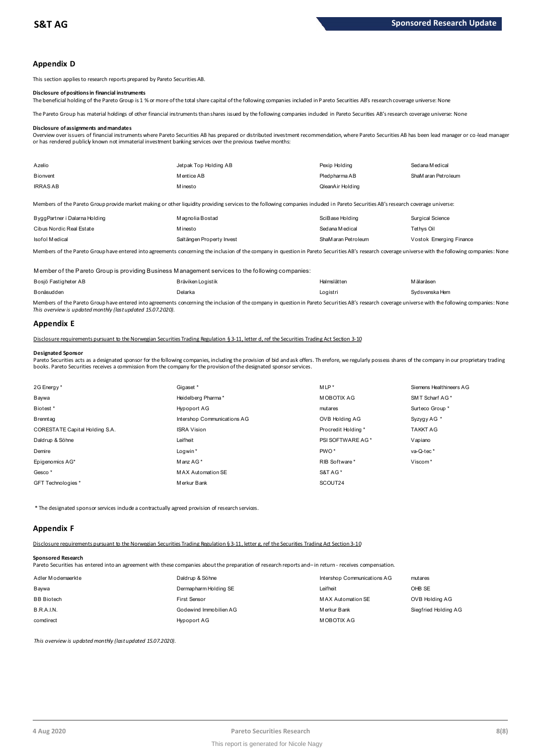## Appendix D

This section applies to research reports prepared by Pareto Securities AB.

**Disclosure of positions in financial instruments**

The beneficial holding of the Pareto Group is 1 % or more of the total share capital of the following companies included in Pareto Securities AB's research coverage universe: None

The Pareto Group has material holdings of other financial instruments than shares issued by the following companies included in Pareto Securities AB's research coverage universe: None

**Disclosure of assignments and mandates**

Overview over issuers of financial instruments where Pareto Securities AB has prepared or distributed investment recommendation, where Pareto Securities AB has been lead manager or co-lead manager or has rendered publicly known not immaterial investment banking services over the previous twelve months:

| | | | |
|---|---|---|---|
| Azelio | Jetpak Top Holding AB | Pexip Holding | Sedana Medical |
| Bionvent | Mentice AB | Pledpharma AB | ShaMaran Petroleum |
| IRRAS AB | Minesto | QleanAir Holding | |

Members of the Pareto Group provide market making or other liquidity providing services to the following companies included in Pareto Securities AB's research coverage universe:

| | | | |
|---|---|---|---|
| ByggPartner i Dalarna Holding | Magnolia Bostad | SciBase Holding | Surgical Science |
| Cibus Nordic Real Estate | Minesto | Sedana Medical | Tethys Oil |
| Isofol Medical | Saltängen Property Invest | ShaMaran Petroleum | Vostok Emerging Finance |

Members of the Pareto Group have entered into agreements concerning the inclusion of the company in question in Pareto Securities AB's research coverage universe with the following companies: None

Member of the Pareto Group is providing Business Management services to the following companies:

| | | | |
|---|---|---|---|
| Bosjö Fastigheter AB | Bråviken Logistik | Halmslätten | Mälaråsen |
| Bonäsudden | Delarka | Logistri | Sydsvenska Hem |

Members of the Pareto Group have entered into agreements concerning the inclusion of the company in question in Pareto Securities AB's research coverage universe with the following companies: None

*This overview is updated monthly (last updated 15.07.2020).*

## Appendix E

Disclosure requirements pursuant to the Norwegian Securities Trading Regulation § 3-11, letter d, ref the Securities Trading Act Section 3-10

**Designated Sponsor**

Pareto Securities acts as a designated sponsor for the following companies, including the provision of bid and ask offers. Therefore, we regularly possess shares of the company in our proprietary trading books. Pareto Securities receives a commission from the company for the provision of the designated sponsor services.

| | | | |
|---|---|---|---|
| 2G Energy * | Gigaset * | MLP * | Siemens Healthineers AG |
| Baywa | Heidelberg Pharma * | MOBOTIX AG | SMT Scharf AG * |
| Biotest * | Hypoport AG | mutares | Surteco Group * |
| Brenntag | Intershop Communications AG | OVB Holding AG | Syzygy AG * |
| CORESTATE Capital Holding S.A. | ISRA Vision | Procredit Holding * | TAKKT AG |
| Daldrup & Söhne | Leifheit | PSI SOFTWARE AG * | Vapiano |
| Demire | Logwin * | PWO * | va-Q-tec * |
| Epigenomics AG* | Manz AG * | RIB Software * | Viscom * |
| Gesco * | MAX Automation SE | S&T AG * | |
| GFT Technologies * | Merkur Bank | SCOUT24 | |

* The designated sponsor services include a contractually agreed provision of research services.

## Appendix F

Disclosure requirements pursuant to the Norwegian Securities Trading Regulation § 3-11, letter g, ref the Securities Trading Act Section 3-10

**Sponsored Research**

Pareto Securities has entered into an agreement with these companies about the preparation of research reports and – in return - receives compensation.

| | | | |
|---|---|---|---|
| Adler Modemaerkte | Daldrup & Söhne | Intershop Communications AG | mutares |
| Baywa | Dermapharm Holding SE | Leifheit | OHB SE |
| BB Biotech | First Sensor | MAX Automation SE | OVB Holding AG |
| B.R.A.I.N. | Godewind Immobilien AG | Merkur Bank | Siegfried Holding AG |
| comdirect | Hypoport AG | MOBOTIX AG | |

*This overview is updated monthly (last updated 15.07.2020).*